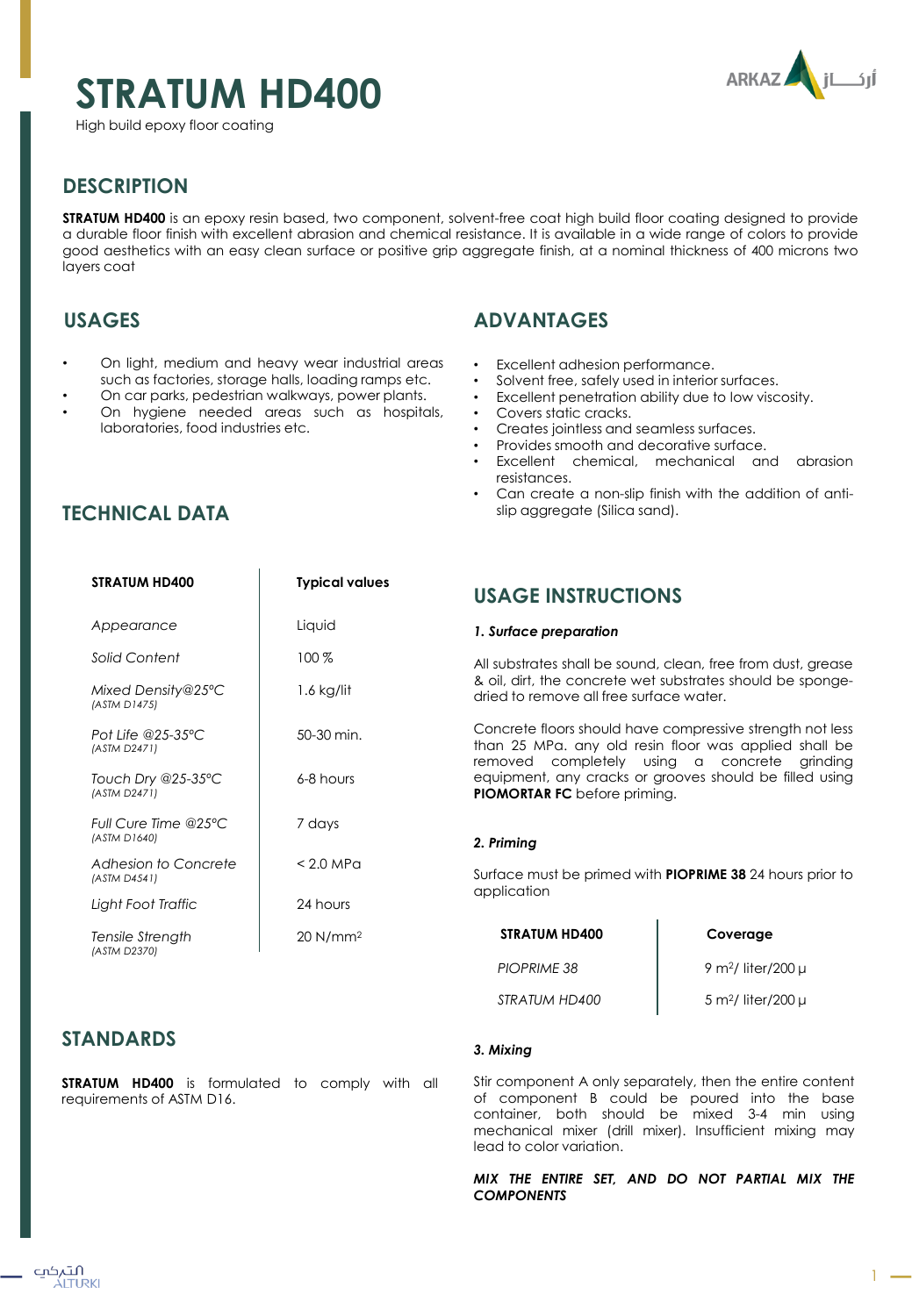# STRATUM HD400

High build epoxy floor coating

## DESCRIPTION

**STRATUM HD400** is an epoxy resin based, two component, solvent-free coat high build floor coating designed to provide a durable floor finish with excellent abrasion and chemical resistance. It is available in a wide range of colors to provide good aesthetics with an easy clean surface or positive grip aggregate finish, at a nominal thickness of 400 microns two layers coat

## USAGES

- On light, medium and heavy wear industrial areas such as factories, storage halls, loading ramps etc.
- On car parks, pedestrian walkways, power plants.
- On hygiene needed areas such as hospitals, laboratories, food industries etc.

## ADVANTAGES

- Excellent adhesion performance.
- Solvent free, safely used in interior surfaces.
- Excellent penetration ability due to low viscosity.
- Covers static cracks.
- Creates jointless and seamless surfaces.
- Provides smooth and decorative surface.
- Excellent chemical, mechanical and abrasion resistances.
- Can create a non-slip finish with the addition of anti-slip aggregate (Silica sand).

## TECHNICAL DATA

| STRATUM HD400 | Typical values |
|---|---|
| *Appearance* | Liquid |
| *Solid Content* | 100 % |
| *Mixed Density@25°C* *(ASTM D1475)* | 1.6 kg/lit |
| *Pot Life @25-35°C* *(ASTM D2471)* | 50-30 min. |
| *Touch Dry @25-35°C* *(ASTM D2471)* | 6-8 hours |
| *Full Cure Time @25°C* *(ASTM D1640)* | 7 days |
| *Adhesion to Concrete* *(ASTM D4541)* | < 2.0 MPa |
| *Light Foot Traffic* | 24 hours |
| *Tensile Strength* *(ASTM D2370)* | 20 N/mm$^2$ |

## STANDARDS

**STRATUM HD400** is formulated to comply with all requirements of ASTM D16.

## USAGE INSTRUCTIONS

### *1. Surface preparation*

All substrates shall be sound, clean, free from dust, grease & oil, dirt, the concrete wet substrates should be sponge-dried to remove all free surface water.

Concrete floors should have compressive strength not less than 25 MPa. any old resin floor was applied shall be removed completely using a concrete grinding equipment, any cracks or grooves should be filled using **PIOMORTAR FC** before priming.

### *2. Priming*

Surface must be primed with **PIOPRIME 38** 24 hours prior to application

| STRATUM HD400 | Coverage |
|---|---|
| *PIOPRIME 38* | 9 m$^2$/ liter/200 µ |
| *STRATUM HD400* | 5 m$^2$/ liter/200 µ |

### *3. Mixing*

Stir component A only separately, then the entire content of component B could be poured into the base container, both should be mixed 3-4 min using mechanical mixer (drill mixer). Insufficient mixing may lead to color variation.

***MIX THE ENTIRE SET, AND DO NOT PARTIAL MIX THE COMPONENTS***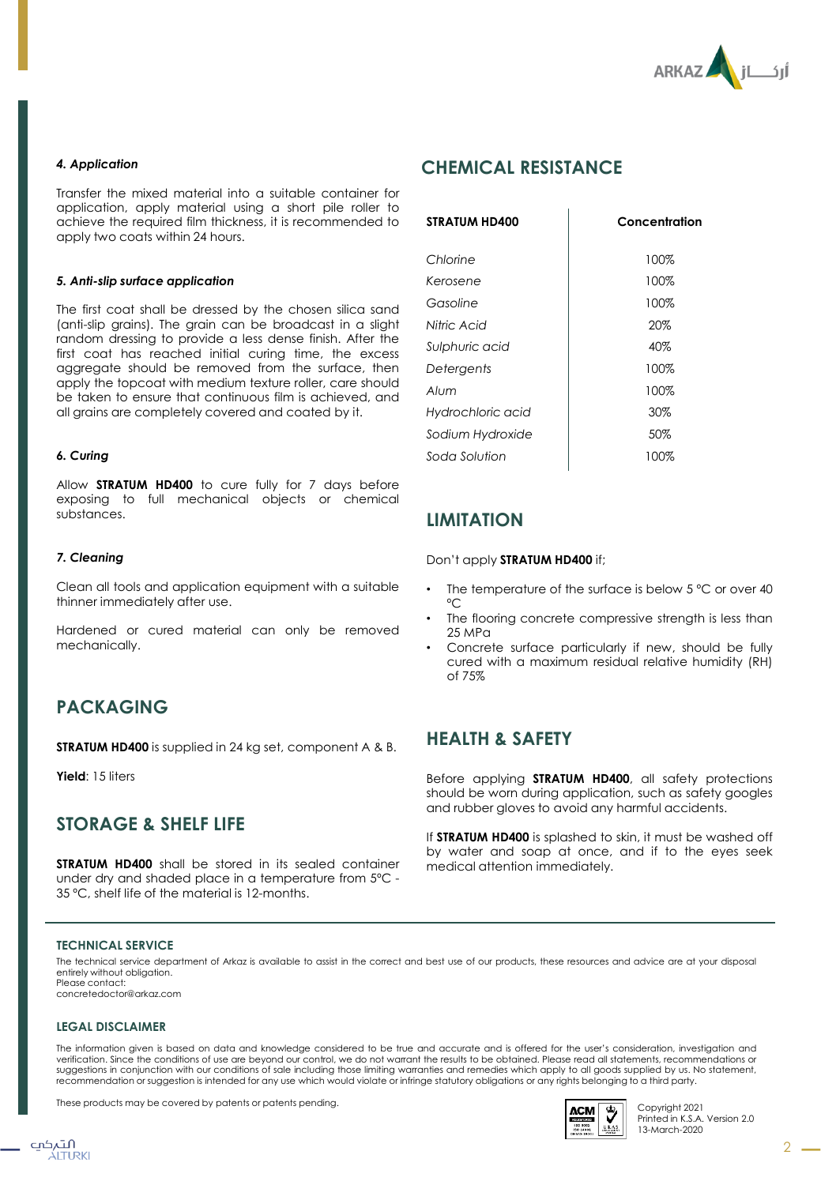#### *4. Application*

Transfer the mixed material into a suitable container for application, apply material using a short pile roller to achieve the required film thickness, it is recommended to apply two coats within 24 hours.

#### *5. Anti-slip surface application*

The first coat shall be dressed by the chosen silica sand (anti-slip grains). The grain can be broadcast in a slight random dressing to provide a less dense finish. After the first coat has reached initial curing time, the excess aggregate should be removed from the surface, then apply the topcoat with medium texture roller, care should be taken to ensure that continuous film is achieved, and all grains are completely covered and coated by it.

#### *6. Curing*

Allow **STRATUM HD400** to cure fully for 7 days before exposing to full mechanical objects or chemical substances.

#### *7. Cleaning*

Clean all tools and application equipment with a suitable thinner immediately after use.

Hardened or cured material can only be removed mechanically.

## PACKAGING

**STRATUM HD400** is supplied in 24 kg set, component A & B.

**Yield**: 15 liters

## STORAGE & SHELF LIFE

**STRATUM HD400** shall be stored in its sealed container under dry and shaded place in a temperature from 5°C - 35 °C, shelf life of the material is 12-months.

## CHEMICAL RESISTANCE

| STRATUM HD400 | Concentration |
|---|---|
| *Chlorine* | 100% |
| *Kerosene* | 100% |
| *Gasoline* | 100% |
| *Nitric Acid* | 20% |
| *Sulphuric acid* | 40% |
| *Detergents* | 100% |
| *Alum* | 100% |
| *Hydrochloric acid* | 30% |
| *Sodium Hydroxide* | 50% |
| *Soda Solution* | 100% |

## LIMITATION

Don't apply **STRATUM HD400** if;

- The temperature of the surface is below 5 °C or over 40 °C
- The flooring concrete compressive strength is less than 25 MPa
- Concrete surface particularly if new, should be fully cured with a maximum residual relative humidity (RH) of 75%

## HEALTH & SAFETY

Before applying **STRATUM HD400**, all safety protections should be worn during application, such as safety googles and rubber gloves to avoid any harmful accidents.

If **STRATUM HD400** is splashed to skin, it must be washed off by water and soap at once, and if to the eyes seek medical attention immediately.

### TECHNICAL SERVICE

The technical service department of Arkaz is available to assist in the correct and best use of our products, these resources and advice are at your disposal entirely without obligation.
Please contact:
concretedoctor@arkaz.com

### LEGAL DISCLAIMER

The information given is based on data and knowledge considered to be true and accurate and is offered for the user's consideration, investigation and verification. Since the conditions of use are beyond our control, we do not warrant the results to be obtained. Please read all statements, recommendations or suggestions in conjunction with our conditions of sale including those limiting warranties and remedies which apply to all goods supplied by us. No statement, recommendation or suggestion is intended for any use which would violate or infringe statutory obligations or any rights belonging to a third party.

These products may be covered by patents or patents pending.

Copyright 2021
Printed in K.S.A. Version 2.0
13-March-2020